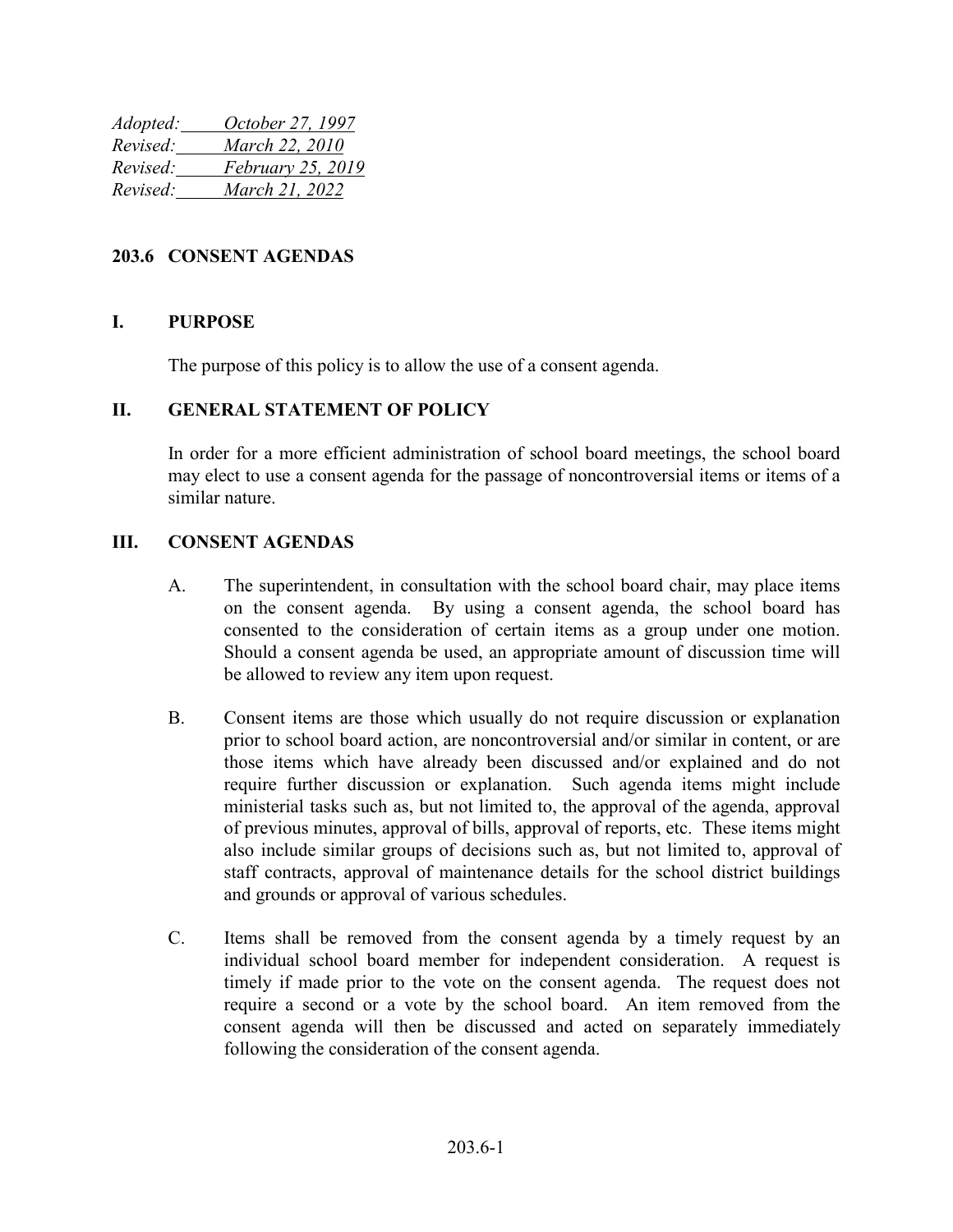*Adopted: October 27, 1997*
*Revised: March 22, 2010*
*Revised: February 25, 2019*
*Revised: March 21, 2022*

# 203.6 CONSENT AGENDAS

## I. PURPOSE

The purpose of this policy is to allow the use of a consent agenda.

## II. GENERAL STATEMENT OF POLICY

In order for a more efficient administration of school board meetings, the school board may elect to use a consent agenda for the passage of noncontroversial items or items of a similar nature.

## III. CONSENT AGENDAS

A. The superintendent, in consultation with the school board chair, may place items on the consent agenda. By using a consent agenda, the school board has consented to the consideration of certain items as a group under one motion. Should a consent agenda be used, an appropriate amount of discussion time will be allowed to review any item upon request.

B. Consent items are those which usually do not require discussion or explanation prior to school board action, are noncontroversial and/or similar in content, or are those items which have already been discussed and/or explained and do not require further discussion or explanation. Such agenda items might include ministerial tasks such as, but not limited to, the approval of the agenda, approval of previous minutes, approval of bills, approval of reports, etc. These items might also include similar groups of decisions such as, but not limited to, approval of staff contracts, approval of maintenance details for the school district buildings and grounds or approval of various schedules.

C. Items shall be removed from the consent agenda by a timely request by an individual school board member for independent consideration. A request is timely if made prior to the vote on the consent agenda. The request does not require a second or a vote by the school board. An item removed from the consent agenda will then be discussed and acted on separately immediately following the consideration of the consent agenda.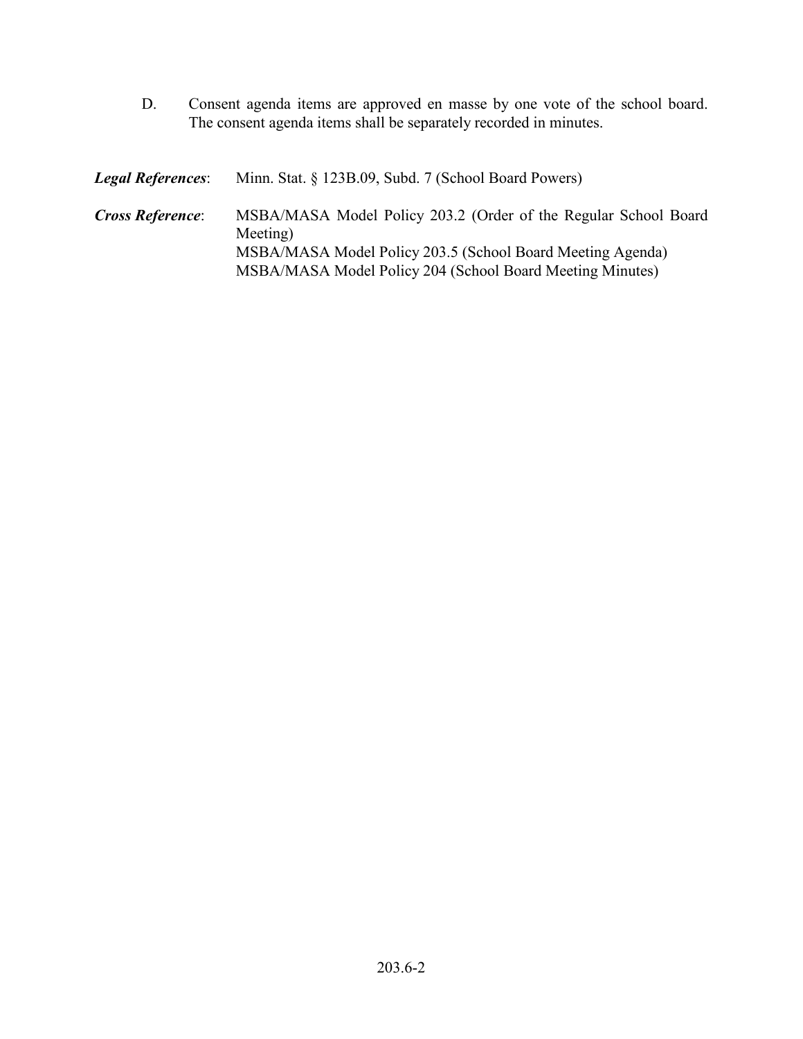D. Consent agenda items are approved en masse by one vote of the school board. The consent agenda items shall be separately recorded in minutes.

***Legal References***: Minn. Stat. § 123B.09, Subd. 7 (School Board Powers)

***Cross Reference***: MSBA/MASA Model Policy 203.2 (Order of the Regular School Board Meeting)
MSBA/MASA Model Policy 203.5 (School Board Meeting Agenda)
MSBA/MASA Model Policy 204 (School Board Meeting Minutes)